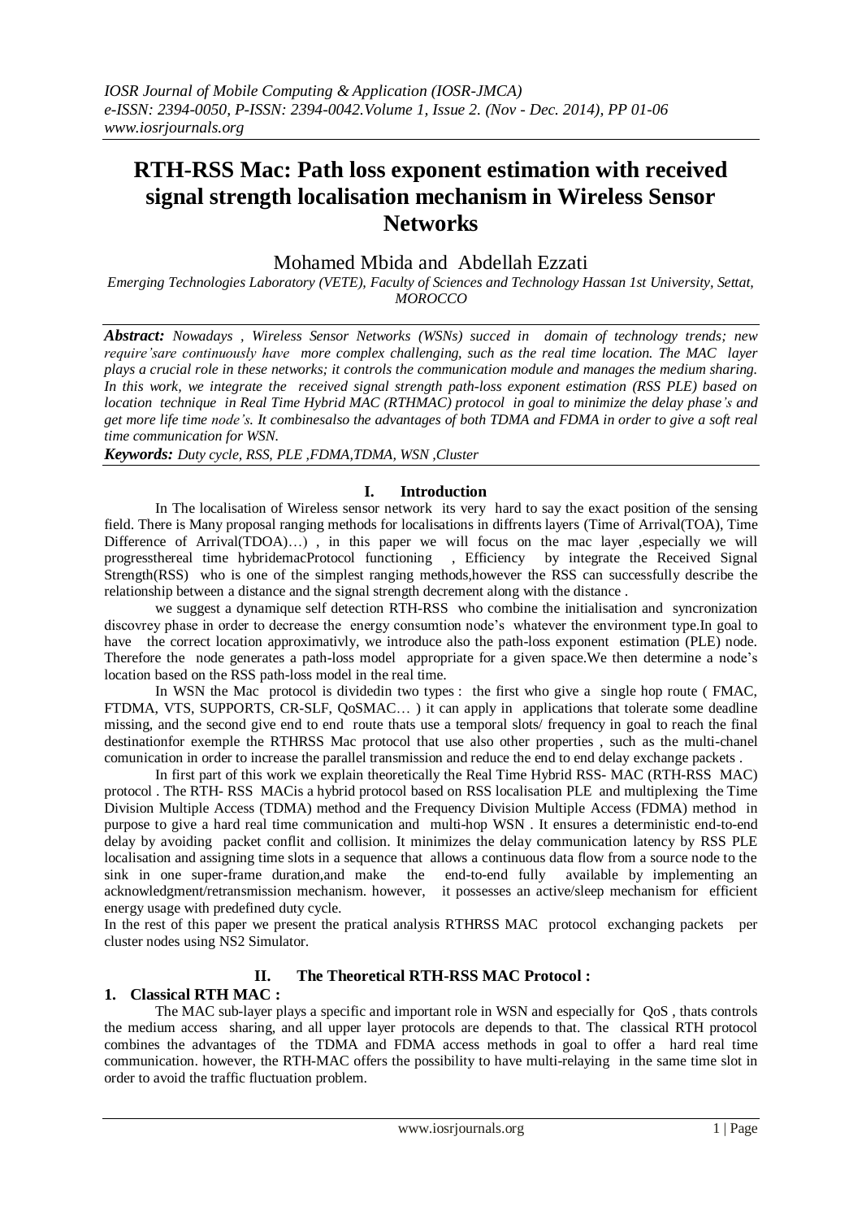# RTH-RSS Mac: Path loss exponent estimation with received signal strength localisation mechanism in Wireless Sensor Networks

Mohamed Mbida and Abdellah Ezzati

*Emerging Technologies Laboratory (VETE), Faculty of Sciences and Technology Hassan 1st University, Settat, MOROCCO*

***Abstract:*** *Nowadays , Wireless Sensor Networks (WSNs) succed in domain of technology trends; new require'sare continuously have more complex challenging, such as the real time location. The MAC layer plays a crucial role in these networks; it controls the communication module and manages the medium sharing. In this work, we integrate the received signal strength path-loss exponent estimation (RSS PLE) based on location technique in Real Time Hybrid MAC (RTHMAC) protocol in goal to minimize the delay phase's and get more life time node's. It combinesalso the advantages of both TDMA and FDMA in order to give a soft real time communication for WSN.*

***Keywords:*** *Duty cycle, RSS, PLE ,FDMA,TDMA, WSN ,Cluster*

## I. Introduction

In The localisation of Wireless sensor network its very hard to say the exact position of the sensing field. There is Many proposal ranging methods for localisations in diffrents layers (Time of Arrival(TOA), Time Difference of Arrival(TDOA)…) , in this paper we will focus on the mac layer ,especially we will progressthereal time hybridemacProtocol functioning , Efficiency by integrate the Received Signal Strength(RSS) who is one of the simplest ranging methods,however the RSS can successfully describe the relationship between a distance and the signal strength decrement along with the distance .

we suggest a dynamique self detection RTH-RSS who combine the initialisation and syncronization discovrey phase in order to decrease the energy consumtion node's whatever the environment type.In goal to have the correct location approximativly, we introduce also the path-loss exponent estimation (PLE) node. Therefore the node generates a path-loss model appropriate for a given space.We then determine a node's location based on the RSS path-loss model in the real time.

In WSN the Mac protocol is dividedin two types : the first who give a single hop route ( FMAC, FTDMA, VTS, SUPPORTS, CR-SLF, QoSMAC… ) it can apply in applications that tolerate some deadline missing, and the second give end to end route thats use a temporal slots/ frequency in goal to reach the final destinationfor exemple the RTHRSS Mac protocol that use also other properties , such as the multi-chanel comunication in order to increase the parallel transmission and reduce the end to end delay exchange packets .

In first part of this work we explain theoretically the Real Time Hybrid RSS- MAC (RTH-RSS MAC) protocol . The RTH- RSS MACis a hybrid protocol based on RSS localisation PLE and multiplexing the Time Division Multiple Access (TDMA) method and the Frequency Division Multiple Access (FDMA) method in purpose to give a hard real time communication and multi-hop WSN . It ensures a deterministic end-to-end delay by avoiding packet conflit and collision. It minimizes the delay communication latency by RSS PLE localisation and assigning time slots in a sequence that allows a continuous data flow from a source node to the sink in one super-frame duration,and make the end-to-end fully available by implementing an acknowledgment/retransmission mechanism. however, it possesses an active/sleep mechanism for efficient energy usage with predefined duty cycle.

In the rest of this paper we present the pratical analysis RTHRSS MAC protocol exchanging packets per cluster nodes using NS2 Simulator.

## II. The Theoretical RTH-RSS MAC Protocol :

### 1. Classical RTH MAC :

The MAC sub-layer plays a specific and important role in WSN and especially for QoS , thats controls the medium access sharing, and all upper layer protocols are depends to that. The classical RTH protocol combines the advantages of the TDMA and FDMA access methods in goal to offer a hard real time communication. however, the RTH-MAC offers the possibility to have multi-relaying in the same time slot in order to avoid the traffic fluctuation problem.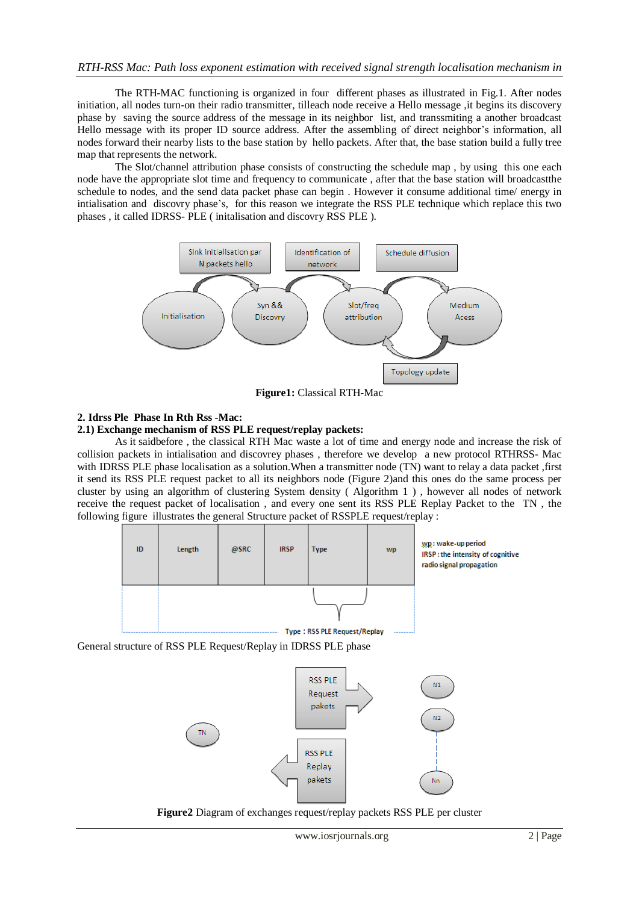The RTH-MAC functioning is organized in four different phases as illustrated in Fig.1. After nodes initiation, all nodes turn-on their radio transmitter, tilleach node receive a Hello message ,it begins its discovery phase by saving the source address of the message in its neighbor list, and transmsiting a another broadcast Hello message with its proper ID source address. After the assembling of direct neighbor's information, all nodes forward their nearby lists to the base station by hello packets. After that, the base station build a fully tree map that represents the network.

The Slot/channel attribution phase consists of constructing the schedule map , by using this one each node have the appropriate slot time and frequency to communicate , after that the base station will broadcastthe schedule to nodes, and the send data packet phase can begin . However it consume additional time/ energy in intialisation and discovry phase's, for this reason we integrate the RSS PLE technique which replace this two phases , it called IDRSS- PLE ( initalisation and discovry RSS PLE ).

Sink initialisation par N packets hello

Identification of network

Schedule diffusion

Initialisation

Syn && Discovry

Slot/freq attribution

Medium Acess

Topology update

**Figure1:** Classical RTH-Mac

**2. Idrss Ple Phase In Rth Rss -Mac:**

**2.1) Exchange mechanism of RSS PLE request/replay packets:**

As it saidbefore , the classical RTH Mac waste a lot of time and energy node and increase the risk of collision packets in intialisation and discovrey phases , therefore we develop a new protocol RTHRSS- Mac with IDRSS PLE phase localisation as a solution.When a transmitter node (TN) want to relay a data packet ,first it send its RSS PLE request packet to all its neighbors node (Figure 2)and this ones do the same process per cluster by using an algorithm of clustering System density ( Algorithm 1 ) , however all nodes of network receive the request packet of localisation , and every one sent its RSS PLE Replay Packet to the TN , the following figure illustrates the general Structure packet of RSSPLE request/replay :

| ID | Length | @SRC | IRSP | Type | wp |
|---|---|---|---|---|---|

wp : wake-up period

IRSP : the intensity of cognitive radio signal propagation

Type : RSS PLE Request/Replay

General structure of RSS PLE Request/Replay in IDRSS PLE phase

RSS PLE Request pakets

RSS PLE Replay pakets

TN

N1

N2

Nn

**Figure2** Diagram of exchanges request/replay packets RSS PLE per cluster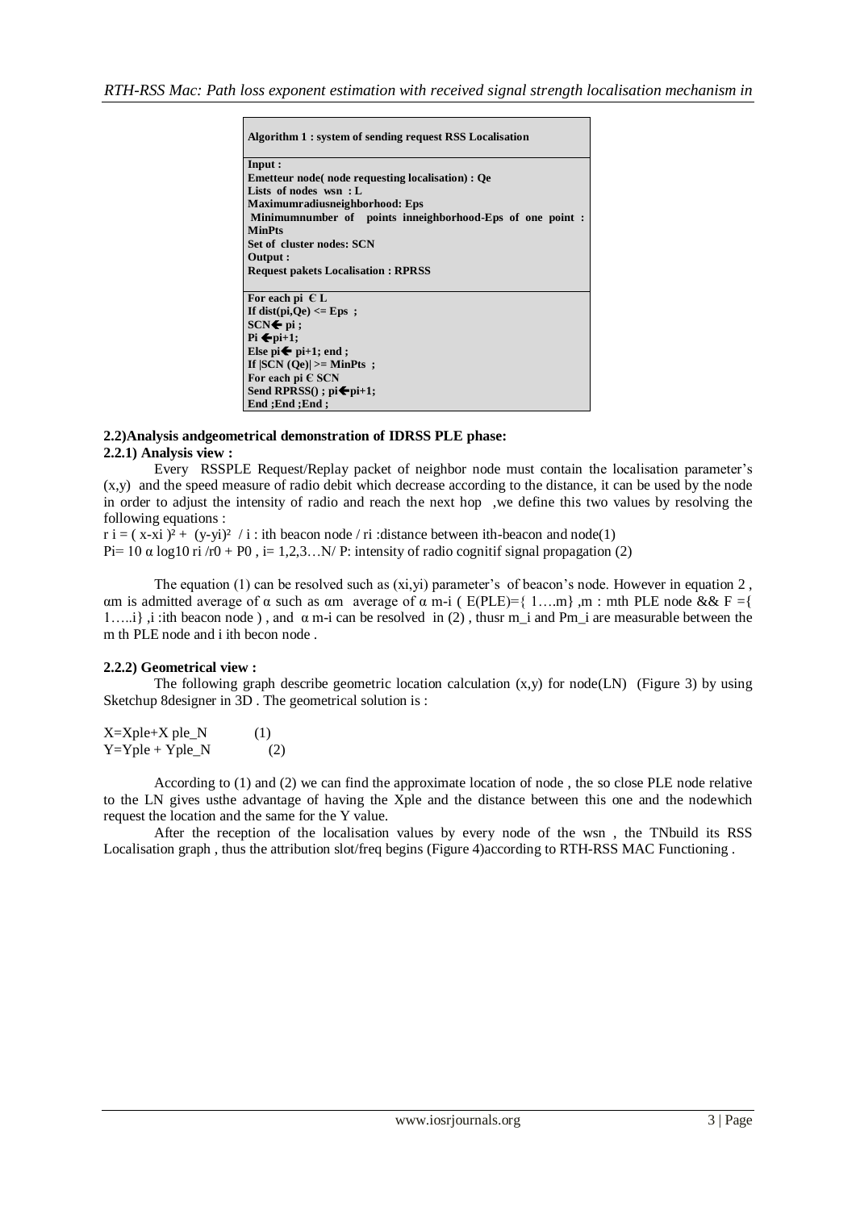**Algorithm 1 : system of sending request RSS Localisation**

**Input :**
**Emetteur node( node requesting localisation) : Qe**
**Lists of nodes wsn : L**
**Maximumradiusneighborhood: Eps**
**Minimumnumber of points inneighborhood-Eps of one point : MinPts**
**Set of cluster nodes: SCN**
**Output :**
**Request pakets Localisation : RPRSS**

```
For each pi € L
If dist(pi,Qe) <= Eps ;
SCN← pi ;
Pi ←pi+1;
Else pi← pi+1; end ;
If |SCN (Qe)| >= MinPts ;
For each pi € SCN
Send RPRSS() ; pi←pi+1;
End ;End ;End ;
```

### 2.2)Analysis andgeometrical demonstration of IDRSS PLE phase:

#### 2.2.1) Analysis view :

Every RSSPLE Request/Replay packet of neighbor node must contain the localisation parameter's (x,y) and the speed measure of radio debit which decrease according to the distance, it can be used by the node in order to adjust the intensity of radio and reach the next hop ,we define this two values by resolving the following equations :

$r_i = (x-x_i)^2 + (y-y_i)^2$ / i : ith beacon node / $r_i$ :distance between ith-beacon and node(1)

$P_i = 10\,\alpha \log_{10} r_i / r_0 + P_0$ , i= 1,2,3…N/ P: intensity of radio cognitif signal propagation (2)

The equation (1) can be resolved such as ($x_i$,$y_i$) parameter's of beacon's node. However in equation 2 , $\alpha_m$ is admitted average of α such as $\alpha_m$ average of $\alpha_{m\text{-}i}$ ( E(PLE)={ 1….m} ,m : mth PLE node && F ={ 1…..i} ,i :ith beacon node ) , and $\alpha_{m\text{-}i}$ can be resolved in (2) , thusr m_i and Pm_i are measurable between the m th PLE node and i ith becon node .

#### 2.2.2) Geometrical view :

The following graph describe geometric location calculation (x,y) for node(LN) (Figure 3) by using Sketchup 8designer in 3D . The geometrical solution is :

$X = X_{ple} + X_{ple\_N}$ (1)
$Y = Y_{ple} + Y_{ple\_N}$ (2)

According to (1) and (2) we can find the approximate location of node , the so close PLE node relative to the LN gives usthe advantage of having the Xple and the distance between this one and the nodewhich request the location and the same for the Y value.

After the reception of the localisation values by every node of the wsn , the TNbuild its RSS Localisation graph , thus the attribution slot/freq begins (Figure 4)according to RTH-RSS MAC Functioning .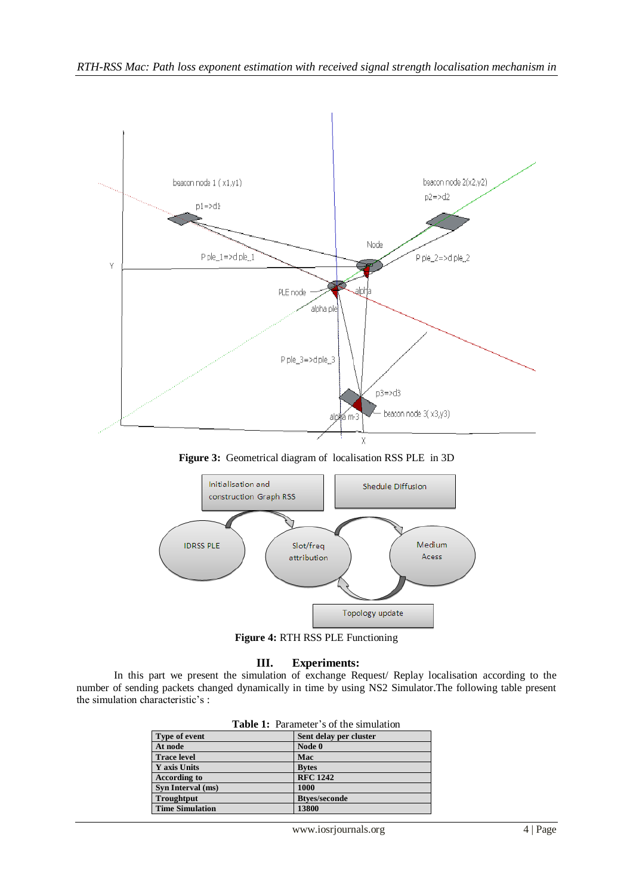beacon node 1 ( x1,y1)

p1=>d1

beacon node 2(x2,y2)

p2=>d2

Node

P ple_1=>d ple_1

P ple_2=>d ple_2

Y

PLE node

alpha

alpha ple

P ple_3=>d ple_3

p3=>d3

beacon node 3( x3,y3)

alpha m-3

X

**Figure 3:** Geometrical diagram of localisation RSS PLE in 3D

Initialisation and construction Graph RSS

Shedule Diffusion

IDRSS PLE

Slot/freq attribution

Medium Acess

Topology update

**Figure 4:** RTH RSS PLE Functioning

## III. Experiments:

In this part we present the simulation of exchange Request/ Replay localisation according to the number of sending packets changed dynamically in time by using NS2 Simulator.The following table present the simulation characteristic's :

**Table 1:** Parameter's of the simulation

| | |
|---|---|
| **Type of event** | **Sent delay per cluster** |
| **At node** | **Node 0** |
| **Trace level** | **Mac** |
| **Y axis Units** | **Bytes** |
| **According to** | **RFC 1242** |
| **Syn Interval (ms)** | **1000** |
| **Troughtput** | **Btyes/seconde** |
| **Time Simulation** | **13800** |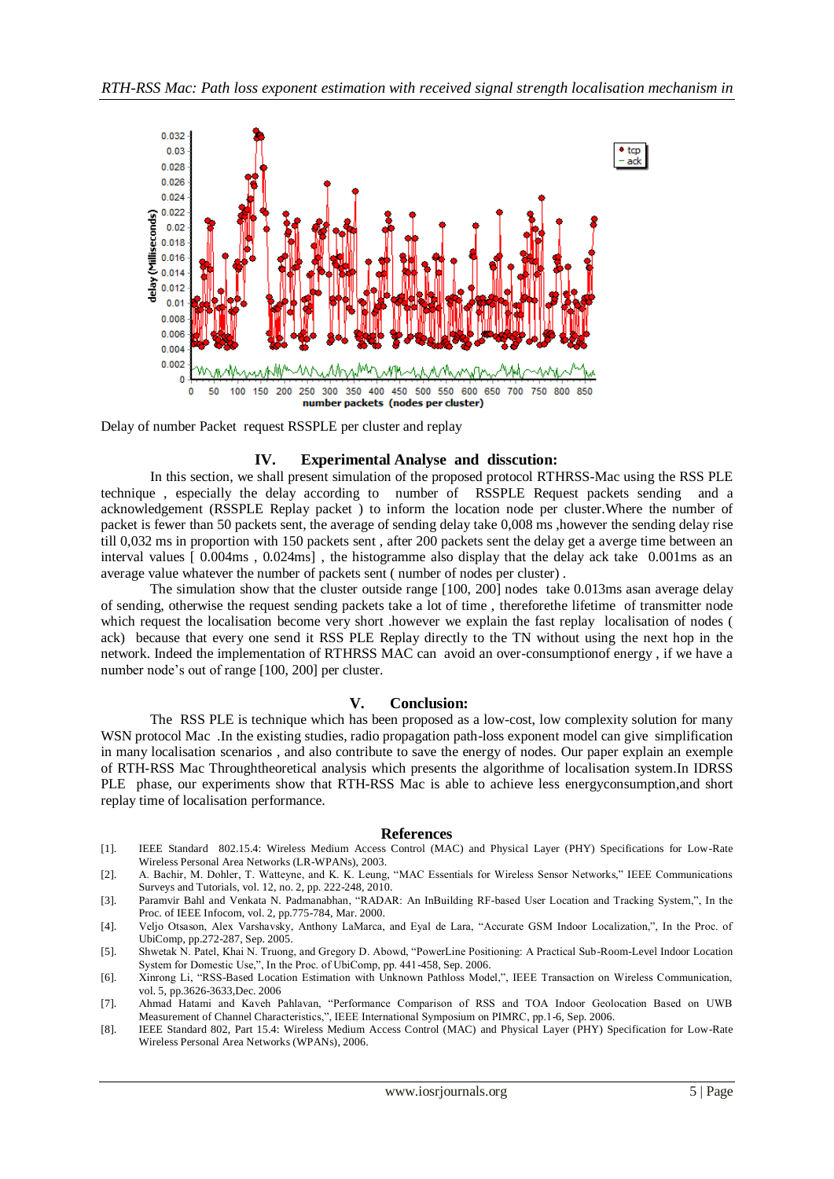0.032
0.03
0.028
0.026
0.024
0.022
0.02
0.018
0.016
0.014
0.012
0.01
0.008
0.006
0.004
0.002
0

delay (Milliseconds)

0 50 100 150 200 250 300 350 400 450 500 550 600 650 700 750 800 850

number packets (nodes per cluster)

tcp
ack

Delay of number Packet request RSSPLE per cluster and replay

## IV. Experimental Analyse and disscution:

In this section, we shall present simulation of the proposed protocol RTHRSS-Mac using the RSS PLE technique , especially the delay according to number of RSSPLE Request packets sending and a acknowledgement (RSSPLE Replay packet ) to inform the location node per cluster.Where the number of packet is fewer than 50 packets sent, the average of sending delay take 0,008 ms ,however the sending delay rise till 0,032 ms in proportion with 150 packets sent , after 200 packets sent the delay get a averge time between an interval values [ 0.004ms , 0.024ms] , the histogramme also display that the delay ack take 0.001ms as an average value whatever the number of packets sent ( number of nodes per cluster) .

The simulation show that the cluster outside range [100, 200] nodes take 0.013ms asan average delay of sending, otherwise the request sending packets take a lot of time , thereforethe lifetime of transmitter node which request the localisation become very short .however we explain the fast replay localisation of nodes ( ack) because that every one send it RSS PLE Replay directly to the TN without using the next hop in the network. Indeed the implementation of RTHRSS MAC can avoid an over-consumptionof energy , if we have a number node's out of range [100, 200] per cluster.

## V. Conclusion:

The RSS PLE is technique which has been proposed as a low-cost, low complexity solution for many WSN protocol Mac .In the existing studies, radio propagation path-loss exponent model can give simplification in many localisation scenarios , and also contribute to save the energy of nodes. Our paper explain an exemple of RTH-RSS Mac Throughtheoretical analysis which presents the algorithme of localisation system.In IDRSS PLE phase, our experiments show that RTH-RSS Mac is able to achieve less energyconsumption,and short replay time of localisation performance.

## References

[1]. IEEE Standard 802.15.4: Wireless Medium Access Control (MAC) and Physical Layer (PHY) Specifications for Low-Rate Wireless Personal Area Networks (LR-WPANs), 2003.

[2]. A. Bachir, M. Dohler, T. Watteyne, and K. K. Leung, "MAC Essentials for Wireless Sensor Networks," IEEE Communications Surveys and Tutorials, vol. 12, no. 2, pp. 222-248, 2010.

[3]. Paramvir Bahl and Venkata N. Padmanabhan, "RADAR: An InBuilding RF-based User Location and Tracking System,", In the Proc. of IEEE Infocom, vol. 2, pp.775-784, Mar. 2000.

[4]. Veljo Otsason, Alex Varshavsky, Anthony LaMarca, and Eyal de Lara, "Accurate GSM Indoor Localization,", In the Proc. of UbiComp, pp.272-287, Sep. 2005.

[5]. Shwetak N. Patel, Khai N. Truong, and Gregory D. Abowd, "PowerLine Positioning: A Practical Sub-Room-Level Indoor Location System for Domestic Use,", In the Proc. of UbiComp, pp. 441-458, Sep. 2006.

[6]. Xinrong Li, "RSS-Based Location Estimation with Unknown Pathloss Model,", IEEE Transaction on Wireless Communication, vol. 5, pp.3626-3633,Dec. 2006

[7]. Ahmad Hatami and Kaveh Pahlavan, "Performance Comparison of RSS and TOA Indoor Geolocation Based on UWB Measurement of Channel Characteristics,", IEEE International Symposium on PIMRC, pp.1-6, Sep. 2006.

[8]. IEEE Standard 802, Part 15.4: Wireless Medium Access Control (MAC) and Physical Layer (PHY) Specification for Low-Rate Wireless Personal Area Networks (WPANs), 2006.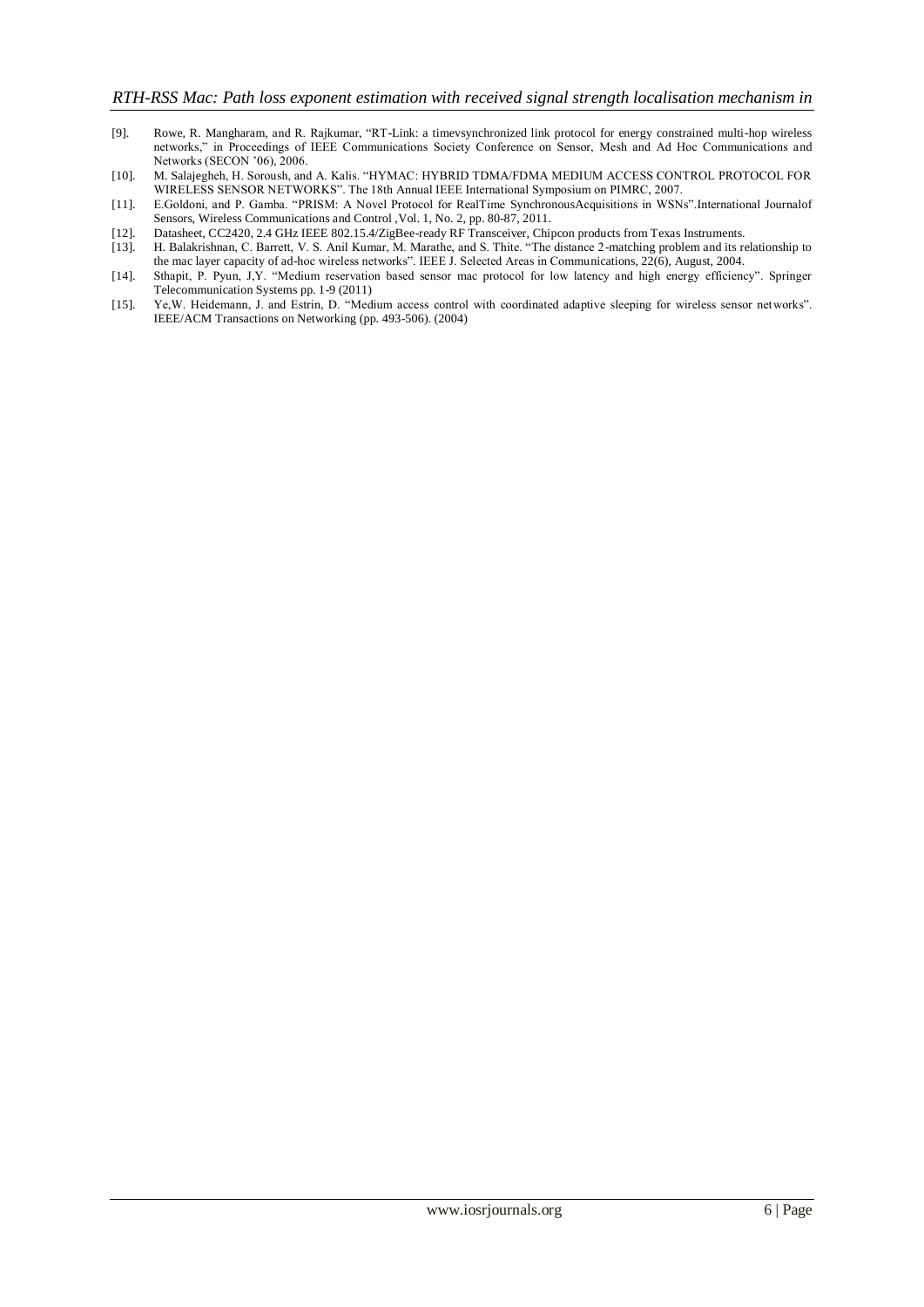[9]. Rowe, R. Mangharam, and R. Rajkumar, "RT-Link: a timevsynchronized link protocol for energy constrained multi-hop wireless networks," in Proceedings of IEEE Communications Society Conference on Sensor, Mesh and Ad Hoc Communications and Networks (SECON '06), 2006.

[10]. M. Salajegheh, H. Soroush, and A. Kalis. "HYMAC: HYBRID TDMA/FDMA MEDIUM ACCESS CONTROL PROTOCOL FOR WIRELESS SENSOR NETWORKS". The 18th Annual IEEE International Symposium on PIMRC, 2007.

[11]. E.Goldoni, and P. Gamba. "PRISM: A Novel Protocol for RealTime SynchronousAcquisitions in WSNs".International Journalof Sensors, Wireless Communications and Control ,Vol. 1, No. 2, pp. 80-87, 2011.

[12]. Datasheet, CC2420, 2.4 GHz IEEE 802.15.4/ZigBee-ready RF Transceiver, Chipcon products from Texas Instruments.

[13]. H. Balakrishnan, C. Barrett, V. S. Anil Kumar, M. Marathe, and S. Thite. "The distance 2-matching problem and its relationship to the mac layer capacity of ad-hoc wireless networks". IEEE J. Selected Areas in Communications, 22(6), August, 2004.

[14]. Sthapit, P. Pyun, J,Y. "Medium reservation based sensor mac protocol for low latency and high energy efficiency". Springer Telecommunication Systems pp. 1-9 (2011)

[15]. Ye,W. Heidemann, J. and Estrin, D. "Medium access control with coordinated adaptive sleeping for wireless sensor networks". IEEE/ACM Transactions on Networking (pp. 493-506). (2004)